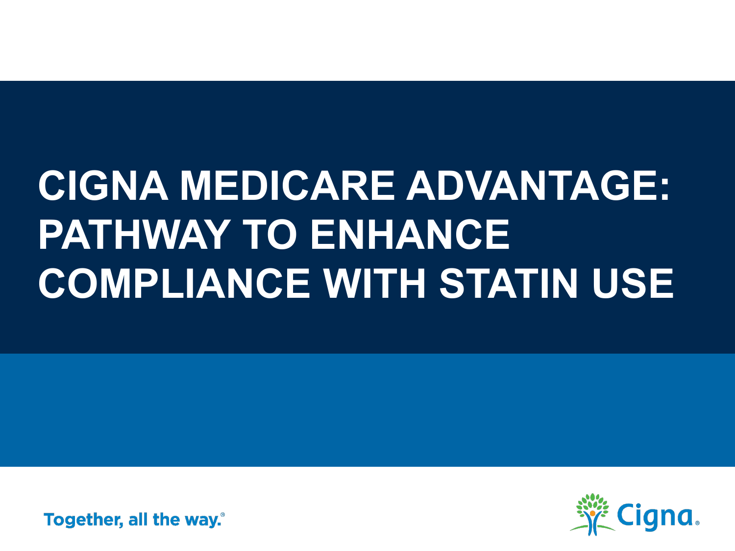# CIGNA MEDICARE ADVANTAGE: PATHWAY TO ENHANCE COMPLIANCE WITH STATIN USE

Together, all the way.®

Cigna.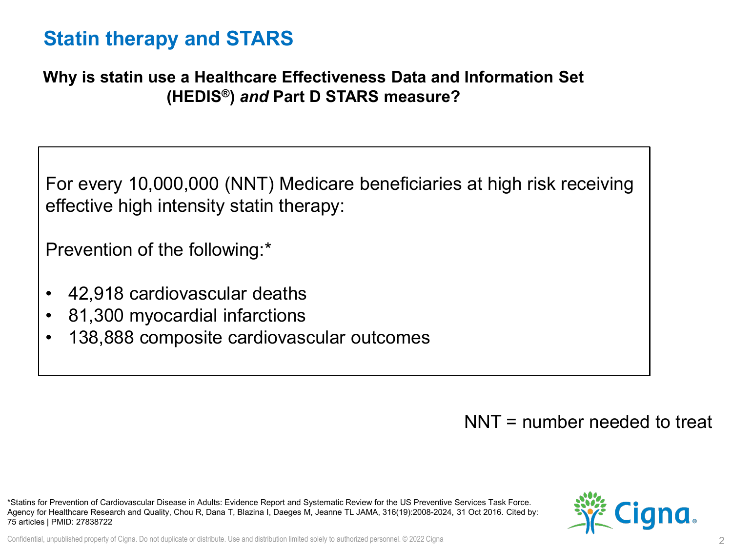# Statin therapy and STARS

**Why is statin use a Healthcare Effectiveness Data and Information Set (HEDIS®) *and* Part D STARS measure?**

For every 10,000,000 (NNT) Medicare beneficiaries at high risk receiving effective high intensity statin therapy:

Prevention of the following:*

- 42,918 cardiovascular deaths
- 81,300 myocardial infarctions
- 138,888 composite cardiovascular outcomes

NNT = number needed to treat

*Statins for Prevention of Cardiovascular Disease in Adults: Evidence Report and Systematic Review for the US Preventive Services Task Force. Agency for Healthcare Research and Quality, Chou R, Dana T, Blazina I, Daeges M, Jeanne TL JAMA, 316(19):2008-2024, 31 Oct 2016. Cited by: 75 articles | PMID: 27838722

Confidential, unpublished property of Cigna. Do not duplicate or distribute. Use and distribution limited solely to authorized personnel. © 2022 Cigna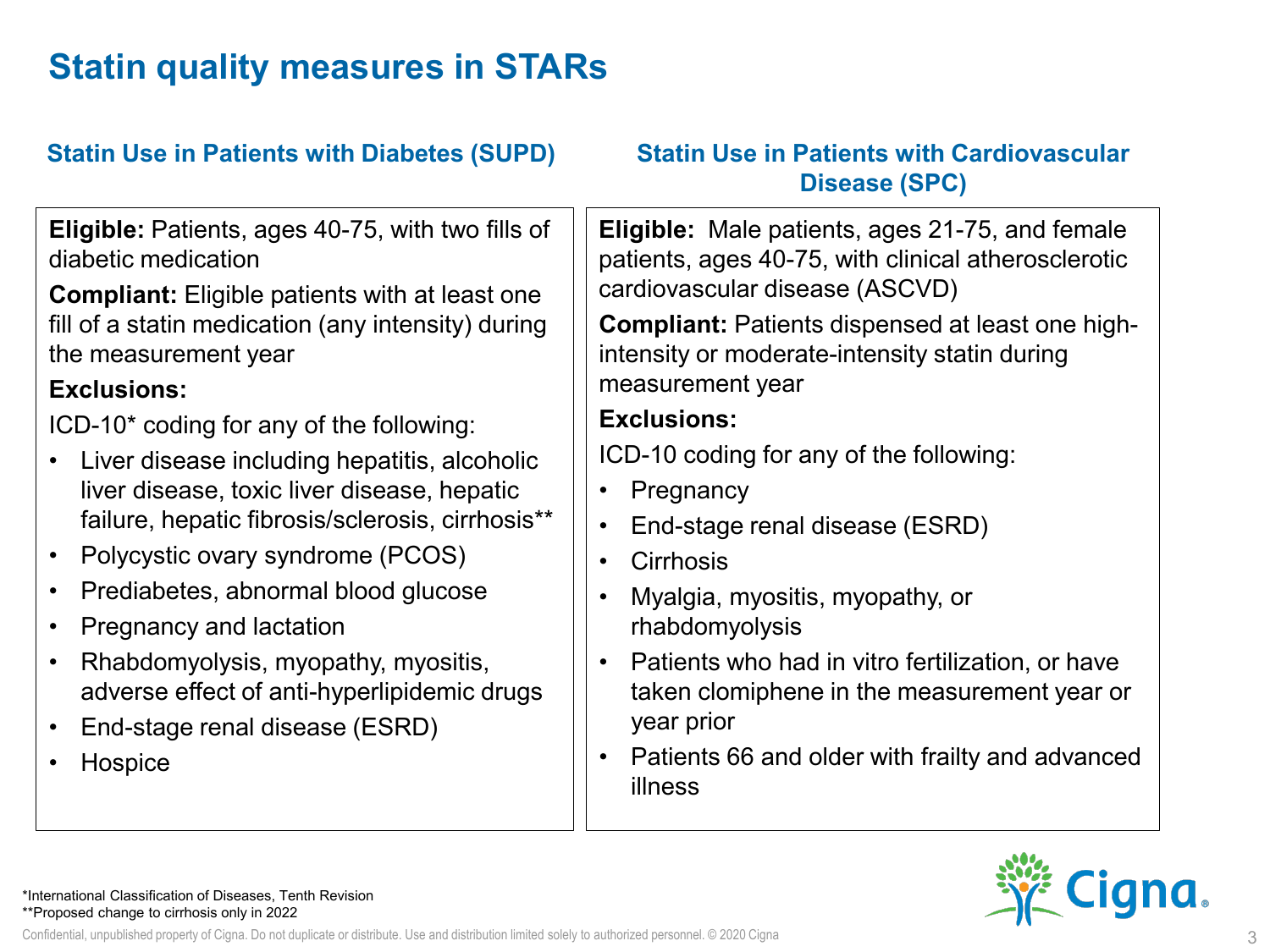# Statin quality measures in STARs

## Statin Use in Patients with Diabetes (SUPD)

**Eligible:** Patients, ages 40-75, with two fills of diabetic medication

**Compliant:** Eligible patients with at least one fill of a statin medication (any intensity) during the measurement year

**Exclusions:**

ICD-10* coding for any of the following:

- Liver disease including hepatitis, alcoholic liver disease, toxic liver disease, hepatic failure, hepatic fibrosis/sclerosis, cirrhosis**
- Polycystic ovary syndrome (PCOS)
- Prediabetes, abnormal blood glucose
- Pregnancy and lactation
- Rhabdomyolysis, myopathy, myositis, adverse effect of anti-hyperlipidemic drugs
- End-stage renal disease (ESRD)
- Hospice

## Statin Use in Patients with Cardiovascular Disease (SPC)

**Eligible:** Male patients, ages 21-75, and female patients, ages 40-75, with clinical atherosclerotic cardiovascular disease (ASCVD)

**Compliant:** Patients dispensed at least one high-intensity or moderate-intensity statin during measurement year

**Exclusions:**

ICD-10 coding for any of the following:

- Pregnancy
- End-stage renal disease (ESRD)
- Cirrhosis
- Myalgia, myositis, myopathy, or rhabdomyolysis
- Patients who had in vitro fertilization, or have taken clomiphene in the measurement year or year prior
- Patients 66 and older with frailty and advanced illness

*International Classification of Diseases, Tenth Revision
**Proposed change to cirrhosis only in 2022

Confidential, unpublished property of Cigna. Do not duplicate or distribute. Use and distribution limited solely to authorized personnel. © 2020 Cigna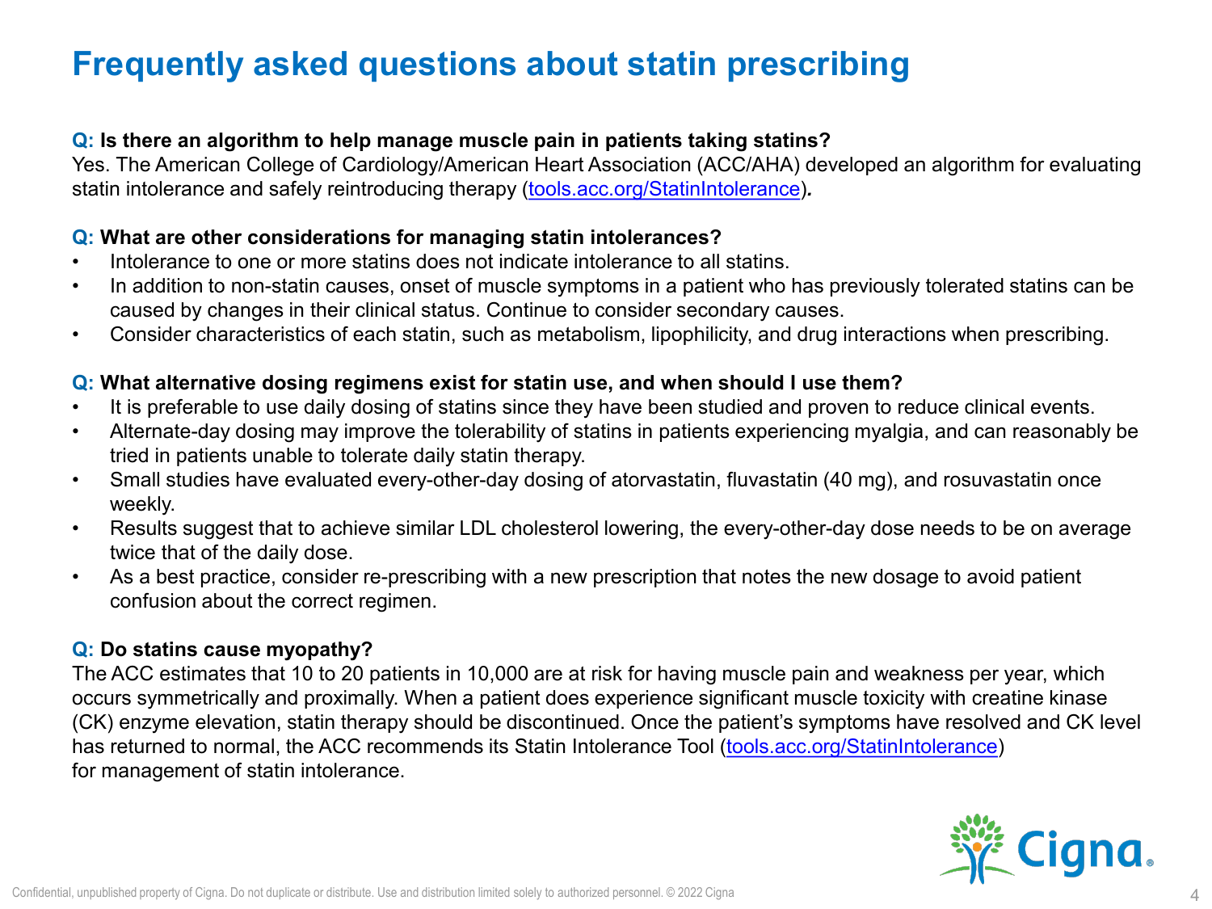# Frequently asked questions about statin prescribing

**Q: Is there an algorithm to help manage muscle pain in patients taking statins?**

Yes. The American College of Cardiology/American Heart Association (ACC/AHA) developed an algorithm for evaluating statin intolerance and safely reintroducing therapy (tools.acc.org/StatinIntolerance).

**Q: What are other considerations for managing statin intolerances?**

- Intolerance to one or more statins does not indicate intolerance to all statins.
- In addition to non-statin causes, onset of muscle symptoms in a patient who has previously tolerated statins can be caused by changes in their clinical status. Continue to consider secondary causes.
- Consider characteristics of each statin, such as metabolism, lipophilicity, and drug interactions when prescribing.

**Q: What alternative dosing regimens exist for statin use, and when should I use them?**

- It is preferable to use daily dosing of statins since they have been studied and proven to reduce clinical events.
- Alternate-day dosing may improve the tolerability of statins in patients experiencing myalgia, and can reasonably be tried in patients unable to tolerate daily statin therapy.
- Small studies have evaluated every-other-day dosing of atorvastatin, fluvastatin (40 mg), and rosuvastatin once weekly.
- Results suggest that to achieve similar LDL cholesterol lowering, the every-other-day dose needs to be on average twice that of the daily dose.
- As a best practice, consider re-prescribing with a new prescription that notes the new dosage to avoid patient confusion about the correct regimen.

**Q: Do statins cause myopathy?**

The ACC estimates that 10 to 20 patients in 10,000 are at risk for having muscle pain and weakness per year, which occurs symmetrically and proximally. When a patient does experience significant muscle toxicity with creatine kinase (CK) enzyme elevation, statin therapy should be discontinued. Once the patient's symptoms have resolved and CK level has returned to normal, the ACC recommends its Statin Intolerance Tool (tools.acc.org/StatinIntolerance) for management of statin intolerance.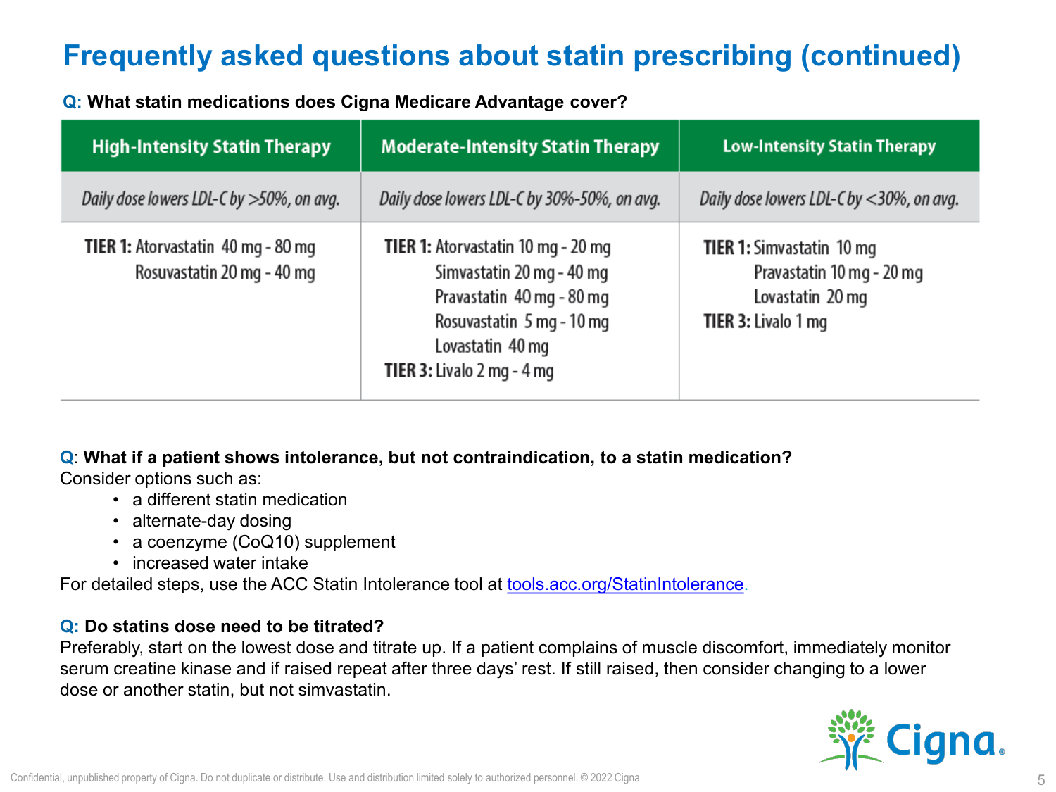# Frequently asked questions about statin prescribing (continued)

**Q: What statin medications does Cigna Medicare Advantage cover?**

| High-Intensity Statin Therapy | Moderate-Intensity Statin Therapy | Low-Intensity Statin Therapy |
|---|---|---|
| *Daily dose lowers LDL-C by >50%, on avg.* | *Daily dose lowers LDL-C by 30%-50%, on avg.* | *Daily dose lowers LDL-C by <30%, on avg.* |
| **TIER 1:** Atorvastatin 40 mg - 80 mg<br>Rosuvastatin 20 mg - 40 mg | **TIER 1:** Atorvastatin 10 mg - 20 mg<br>Simvastatin 20 mg - 40 mg<br>Pravastatin 40 mg - 80 mg<br>Rosuvastatin 5 mg - 10 mg<br>Lovastatin 40 mg<br>**TIER 3:** Livalo 2 mg - 4 mg | **TIER 1:** Simvastatin 10 mg<br>Pravastatin 10 mg - 20 mg<br>Lovastatin 20 mg<br>**TIER 3:** Livalo 1 mg |

**Q: What if a patient shows intolerance, but not contraindication, to a statin medication?**

Consider options such as:

- a different statin medication
- alternate-day dosing
- a coenzyme (CoQ10) supplement
- increased water intake

For detailed steps, use the ACC Statin Intolerance tool at tools.acc.org/StatinIntolerance.

**Q: Do statins dose need to be titrated?**

Preferably, start on the lowest dose and titrate up. If a patient complains of muscle discomfort, immediately monitor serum creatine kinase and if raised repeat after three days' rest. If still raised, then consider changing to a lower dose or another statin, but not simvastatin.

Confidential, unpublished property of Cigna. Do not duplicate or distribute. Use and distribution limited solely to authorized personnel. © 2022 Cigna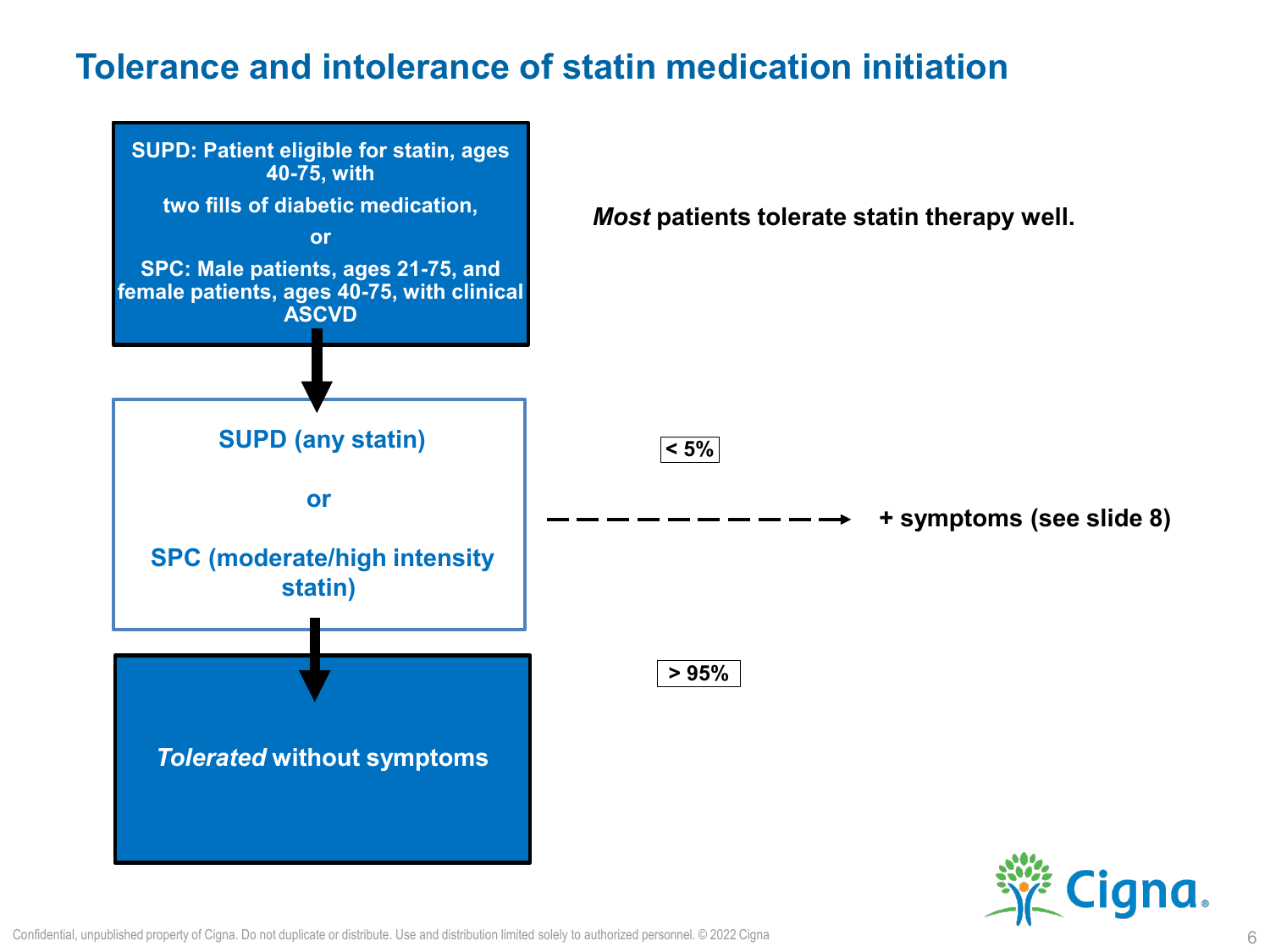# Tolerance and intolerance of statin medication initiation

**SUPD: Patient eligible for statin, ages 40-75, with**

**two fills of diabetic medication,**

**or**

**SPC: Male patients, ages 21-75, and female patients, ages 40-75, with clinical ASCVD**

↓

**SUPD (any statin)**

**or**

**SPC (moderate/high intensity statin)**

↓

***Tolerated* without symptoms**

***Most* patients tolerate statin therapy well.**

**< 5%**

**+ symptoms (see slide 8)**

**> 95%**

Confidential, unpublished property of Cigna. Do not duplicate or distribute. Use and distribution limited solely to authorized personnel. © 2022 Cigna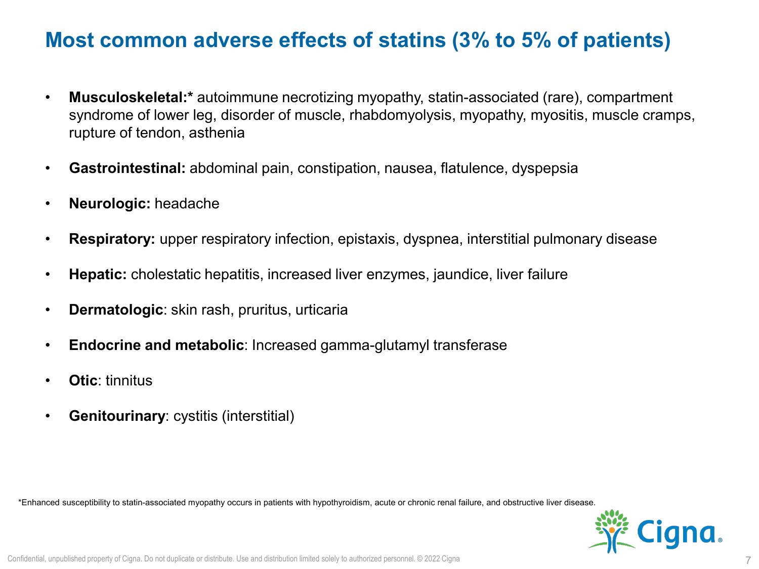# Most common adverse effects of statins (3% to 5% of patients)

- **Musculoskeletal:*** autoimmune necrotizing myopathy, statin-associated (rare), compartment syndrome of lower leg, disorder of muscle, rhabdomyolysis, myopathy, myositis, muscle cramps, rupture of tendon, asthenia
- **Gastrointestinal:** abdominal pain, constipation, nausea, flatulence, dyspepsia
- **Neurologic:** headache
- **Respiratory:** upper respiratory infection, epistaxis, dyspnea, interstitial pulmonary disease
- **Hepatic:** cholestatic hepatitis, increased liver enzymes, jaundice, liver failure
- **Dermatologic**: skin rash, pruritus, urticaria
- **Endocrine and metabolic**: Increased gamma-glutamyl transferase
- **Otic**: tinnitus
- **Genitourinary**: cystitis (interstitial)

*Enhanced susceptibility to statin-associated myopathy occurs in patients with hypothyroidism, acute or chronic renal failure, and obstructive liver disease.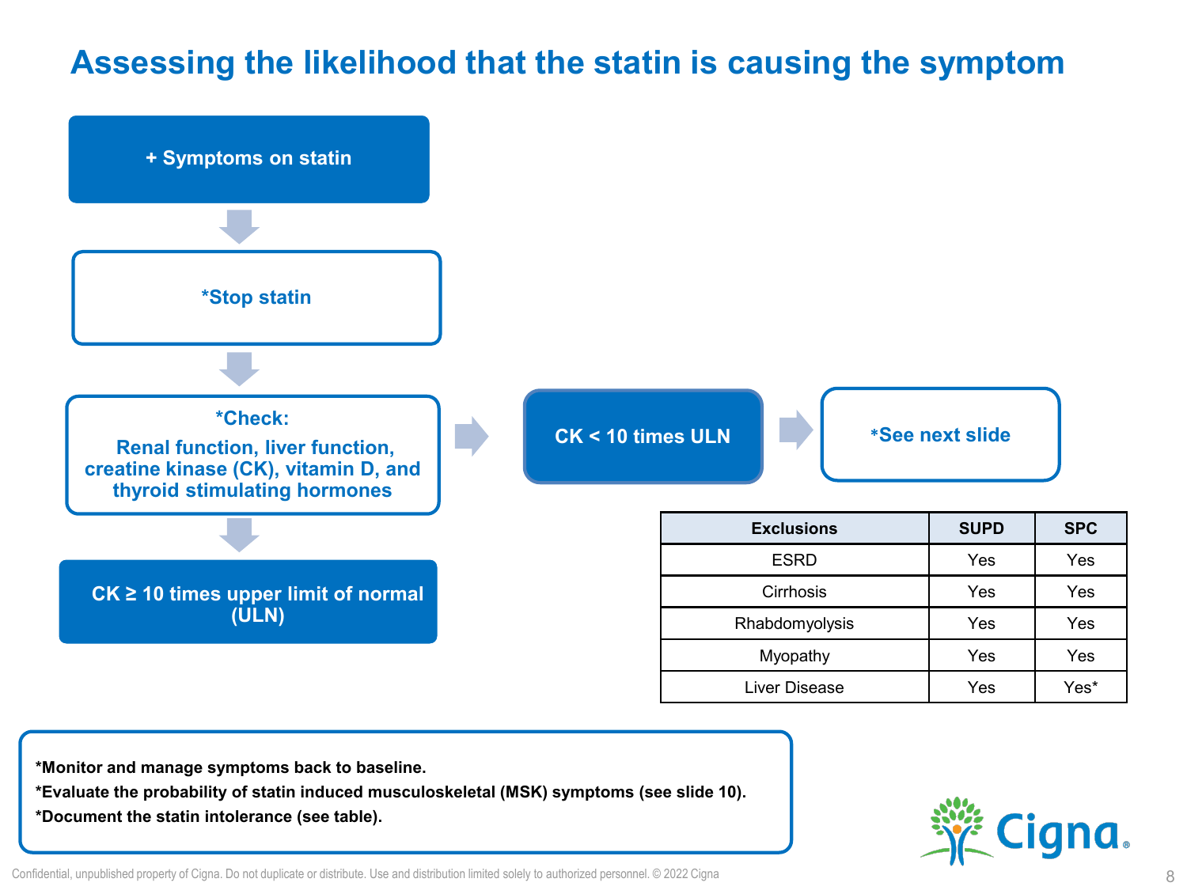# Assessing the likelihood that the statin is causing the symptom

**+ Symptoms on statin**

↓

***Stop statin**

↓

***Check:**
**Renal function, liver function, creatine kinase (CK), vitamin D, and thyroid stimulating hormones**

↓

**CK ≥ 10 times upper limit of normal (ULN)**

→ **CK < 10 times ULN** → ***See next slide**

| Exclusions | SUPD | SPC |
|---|---|---|
| ESRD | Yes | Yes |
| Cirrhosis | Yes | Yes |
| Rhabdomyolysis | Yes | Yes |
| Myopathy | Yes | Yes |
| Liver Disease | Yes | Yes* |

**\*Monitor and manage symptoms back to baseline.**
**\*Evaluate the probability of statin induced musculoskeletal (MSK) symptoms (see slide 10).**
**\*Document the statin intolerance (see table).**

Confidential, unpublished property of Cigna. Do not duplicate or distribute. Use and distribution limited solely to authorized personnel. © 2022 Cigna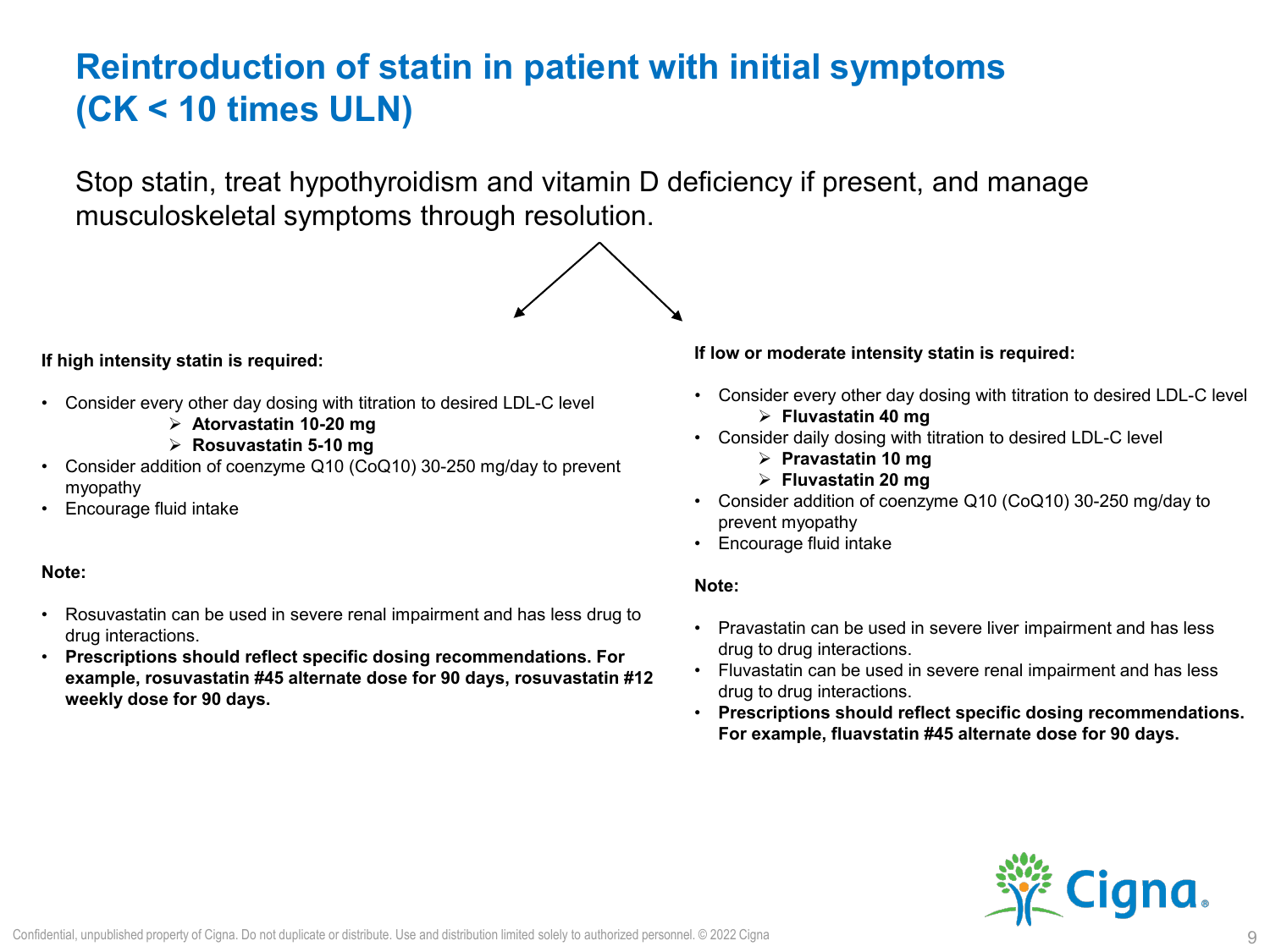# Reintroduction of statin in patient with initial symptoms (CK < 10 times ULN)

Stop statin, treat hypothyroidism and vitamin D deficiency if present, and manage musculoskeletal symptoms through resolution.

**If high intensity statin is required:**

- Consider every other day dosing with titration to desired LDL-C level
  - **Atorvastatin 10-20 mg**
  - **Rosuvastatin 5-10 mg**
- Consider addition of coenzyme Q10 (CoQ10) 30-250 mg/day to prevent myopathy
- Encourage fluid intake

**Note:**

- Rosuvastatin can be used in severe renal impairment and has less drug to drug interactions.
- **Prescriptions should reflect specific dosing recommendations. For example, rosuvastatin #45 alternate dose for 90 days, rosuvastatin #12 weekly dose for 90 days.**

**If low or moderate intensity statin is required:**

- Consider every other day dosing with titration to desired LDL-C level
  - **Fluvastatin 40 mg**
- Consider daily dosing with titration to desired LDL-C level
  - **Pravastatin 10 mg**
  - **Fluvastatin 20 mg**
- Consider addition of coenzyme Q10 (CoQ10) 30-250 mg/day to prevent myopathy
- Encourage fluid intake

**Note:**

- Pravastatin can be used in severe liver impairment and has less drug to drug interactions.
- Fluvastatin can be used in severe renal impairment and has less drug to drug interactions.
- **Prescriptions should reflect specific dosing recommendations. For example, fluavstatin #45 alternate dose for 90 days.**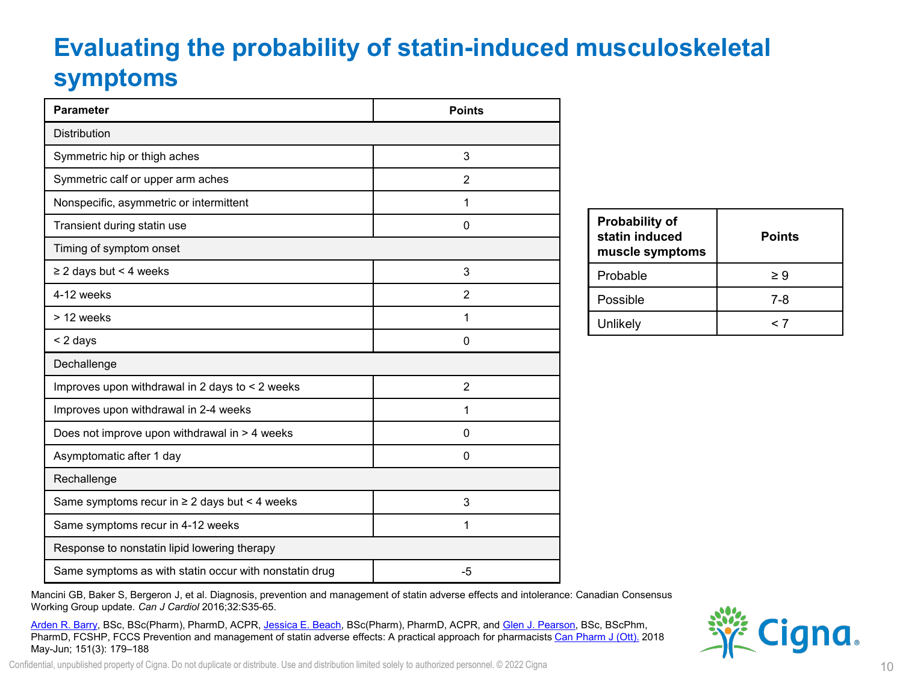# Evaluating the probability of statin-induced musculoskeletal symptoms

| Parameter | Points |
|---|---|
| Distribution | |
| Symmetric hip or thigh aches | 3 |
| Symmetric calf or upper arm aches | 2 |
| Nonspecific, asymmetric or intermittent | 1 |
| Transient during statin use | 0 |
| Timing of symptom onset | |
| ≥ 2 days but < 4 weeks | 3 |
| 4-12 weeks | 2 |
| > 12 weeks | 1 |
| < 2 days | 0 |
| Dechallenge | |
| Improves upon withdrawal in 2 days to < 2 weeks | 2 |
| Improves upon withdrawal in 2-4 weeks | 1 |
| Does not improve upon withdrawal in > 4 weeks | 0 |
| Asymptomatic after 1 day | 0 |
| Rechallenge | |
| Same symptoms recur in ≥ 2 days but < 4 weeks | 3 |
| Same symptoms recur in 4-12 weeks | 1 |
| Response to nonstatin lipid lowering therapy | |
| Same symptoms as with statin occur with nonstatin drug | -5 |

| Probability of statin induced muscle symptoms | Points |
|---|---|
| Probable | ≥ 9 |
| Possible | 7-8 |
| Unlikely | < 7 |

Mancini GB, Baker S, Bergeron J, et al. Diagnosis, prevention and management of statin adverse effects and intolerance: Canadian Consensus Working Group update. *Can J Cardiol* 2016;32:S35-65.

Arden R. Barry, BSc, BSc(Pharm), PharmD, ACPR, Jessica E. Beach, BSc(Pharm), PharmD, ACPR, and Glen J. Pearson, BSc, BScPhm, PharmD, FCSHP, FCCS Prevention and management of statin adverse effects: A practical approach for pharmacists Can Pharm J (Ott). 2018 May-Jun; 151(3): 179–188

Confidential, unpublished property of Cigna. Do not duplicate or distribute. Use and distribution limited solely to authorized personnel. © 2022 Cigna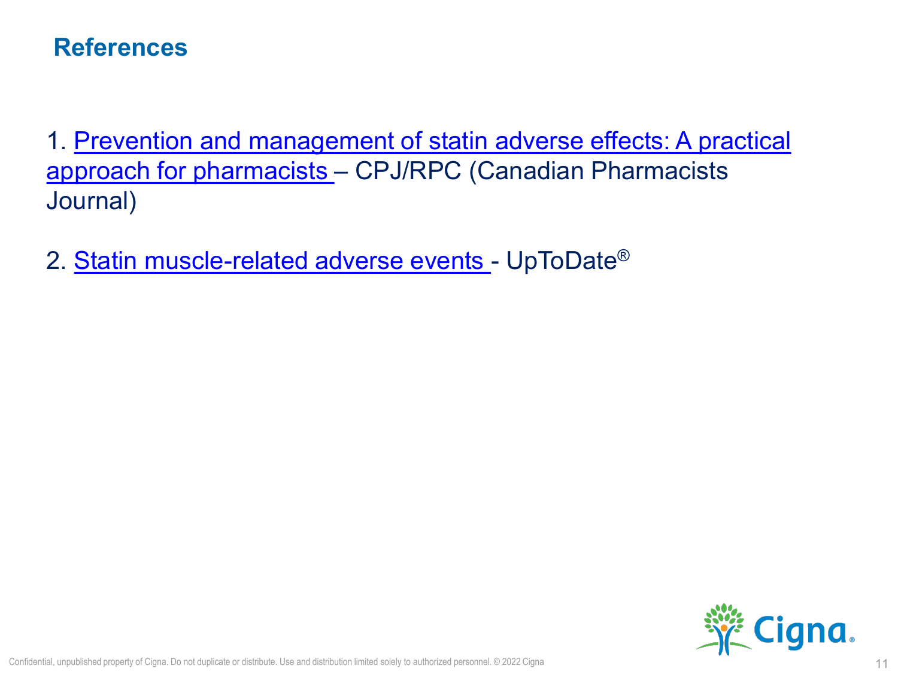# References

1. Prevention and management of statin adverse effects: A practical approach for pharmacists – CPJ/RPC (Canadian Pharmacists Journal)

2. Statin muscle-related adverse events - UpToDate®

Confidential, unpublished property of Cigna. Do not duplicate or distribute. Use and distribution limited solely to authorized personnel. © 2022 Cigna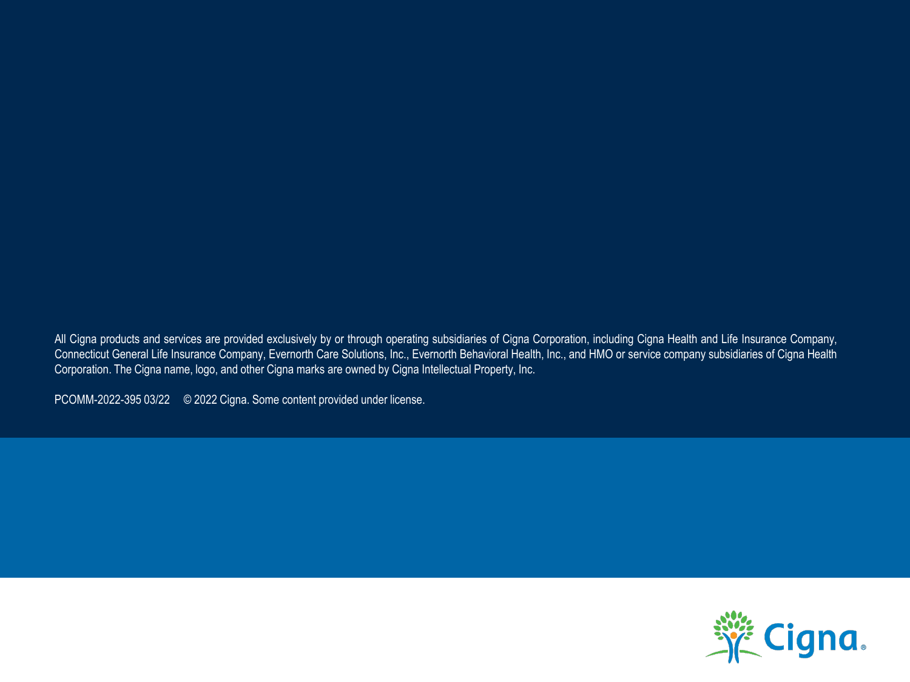All Cigna products and services are provided exclusively by or through operating subsidiaries of Cigna Corporation, including Cigna Health and Life Insurance Company, Connecticut General Life Insurance Company, Evernorth Care Solutions, Inc., Evernorth Behavioral Health, Inc., and HMO or service company subsidiaries of Cigna Health Corporation. The Cigna name, logo, and other Cigna marks are owned by Cigna Intellectual Property, Inc.

PCOMM-2022-395 03/22 © 2022 Cigna. Some content provided under license.